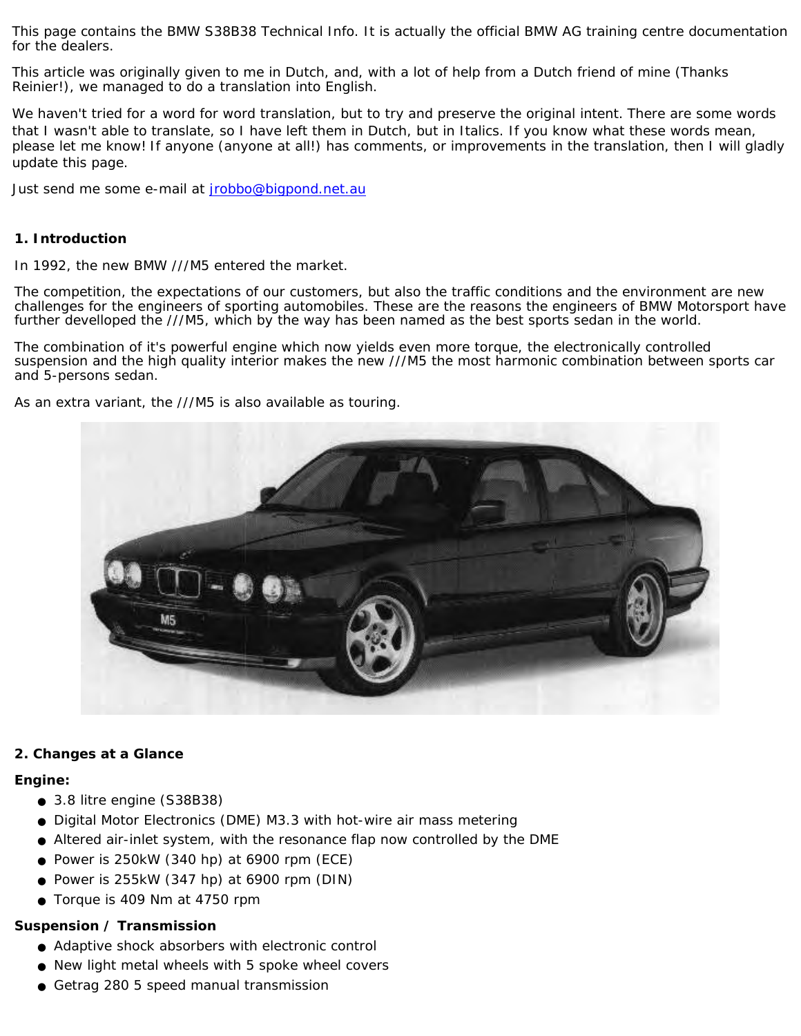This page contains the BMW S38B38 Technical Info. It is actually the official BMW AG training centre documentation for the dealers.

This article was originally given to me in Dutch, and, with a lot of help from a Dutch friend of mine (Thanks Reinier!), we managed to do a translation into English.

We haven't tried for a word for word translation, but to try and preserve the original intent. There are some words that I wasn't able to translate, so I have left them in Dutch, but in Italics. If you know what these words mean, please let me know! If anyone (anyone at all!) has comments, or improvements in the translation, then I will gladly update this page.

Just send me some e-mail at [jrobbo@bigpond.net.au](mailto:jrobbo@bigpond.net.au)

## 1. Introduction

In 1992, the new BMW ///M5 entered the market.

The competition, the expectations of our customers, but also the traffic conditions and the environment are new challenges for the engineers of sporting automobiles. These are the reasons the engineers of BMW Motorsport have further develloped the ///M5, which by the way has been named as the best sports sedan in the world.

The combination of it's powerful engine which now yields even more torque, the electronically controlled suspension and the high quality interior makes the new ///M5 the most harmonic combination between sports car and 5-persons sedan.

As an extra variant, the ///M5 is also available as touring.

## 2. Changes at a Glance

**Engine:**

- 3.8 litre engine (S38B38)
- Digital Motor Electronics (DME) M3.3 with hot-wire air mass metering
- Altered air-inlet system, with the resonance flap now controlled by the DME
- Power is 250kW (340 hp) at 6900 rpm (ECE)
- Power is 255kW (347 hp) at 6900 rpm (DIN)
- Torque is 409 Nm at 4750 rpm

**Suspension / Transmission**

- Adaptive shock absorbers with electronic control
- New light metal wheels with 5 spoke wheel covers
- Getrag 280 5 speed manual transmission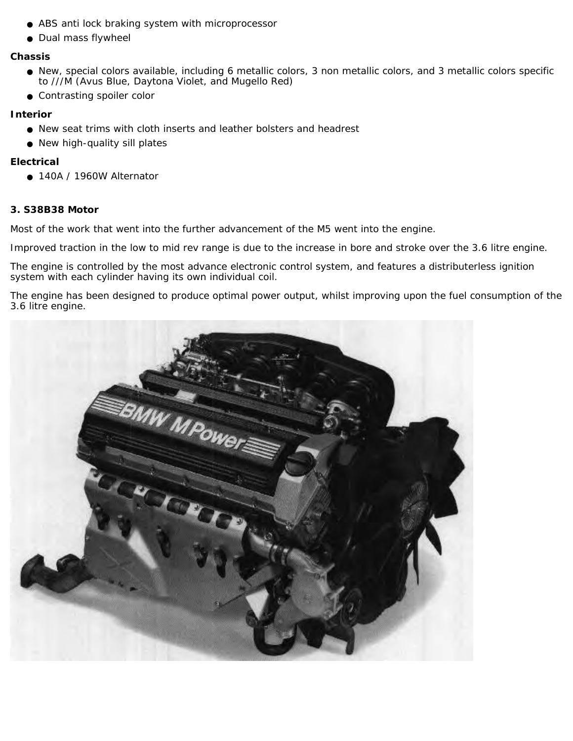- ABS anti lock braking system with microprocessor
- Dual mass flywheel

**Chassis**

- New, special colors available, including 6 metallic colors, 3 non metallic colors, and 3 metallic colors specific to ///M (Avus Blue, Daytona Violet, and Mugello Red)
- Contrasting spoiler color

**Interior**

- New seat trims with cloth inserts and leather bolsters and headrest
- New high-quality sill plates

**Electrical**

- 140A / 1960W Alternator

### 3. S38B38 Motor

Most of the work that went into the further advancement of the M5 went into the engine.

Improved traction in the low to mid rev range is due to the increase in bore and stroke over the 3.6 litre engine.

The engine is controlled by the most advance electronic control system, and features a distributerless ignition system with each cylinder having its own individual coil.

The engine has been designed to produce optimal power output, whilst improving upon the fuel consumption of the 3.6 litre engine.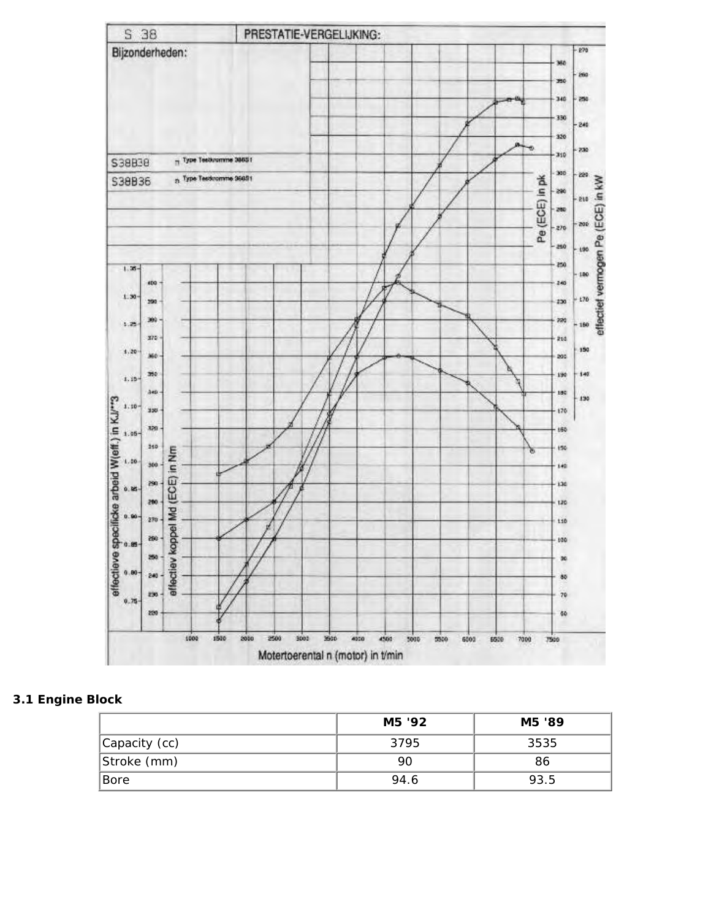S 38 — PRESTATIE-VERGELIJKING:

Bijzonderheden:

S38B38 — Type Testkromme 38651

S38B36 — Type Testkromme 36681

effectieve specifieke arbeid W(eff.) in KJ/\*\*3

effectiev koppel Md (ECE) in Nm

Pe (ECE) in pk

effectief vermogen Pe (ECE) in kW

Motortoerental n (motor) in t/min

### 3.1 Engine Block

| | M5 '92 | M5 '89 |
|---|---|---|
| Capacity (cc) | 3795 | 3535 |
| Stroke (mm) | 90 | 86 |
| Bore | 94.6 | 93.5 |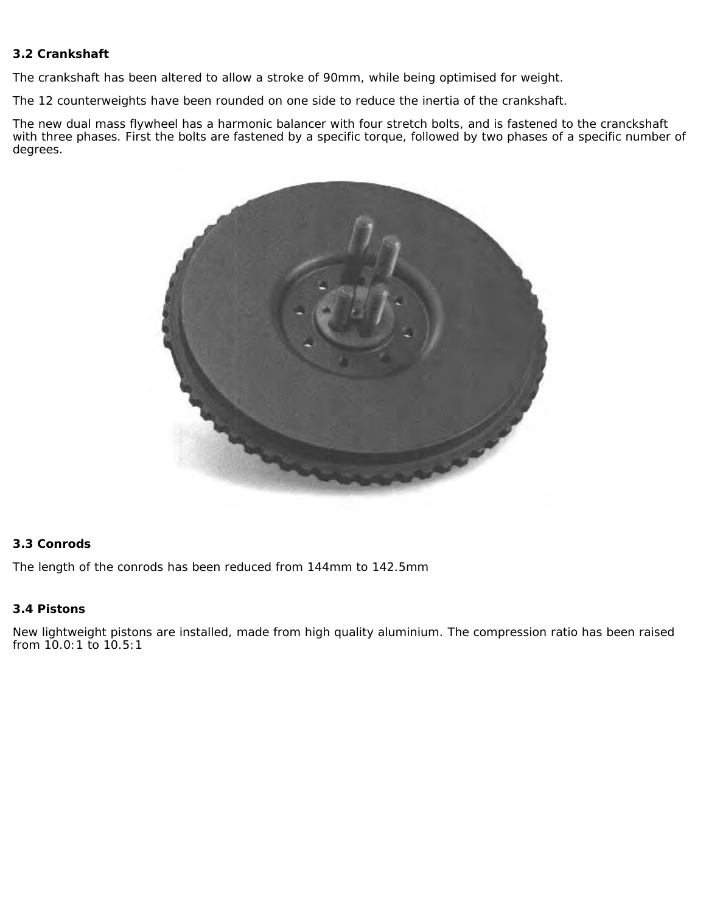### 3.2 Crankshaft

The crankshaft has been altered to allow a stroke of 90mm, while being optimised for weight.

The 12 counterweights have been rounded on one side to reduce the inertia of the crankshaft.

The new dual mass flywheel has a harmonic balancer with four stretch bolts, and is fastened to the cranckshaft with three phases. First the bolts are fastened by a specific torque, followed by two phases of a specific number of degrees.

### 3.3 Conrods

The length of the conrods has been reduced from 144mm to 142.5mm

### 3.4 Pistons

New lightweight pistons are installed, made from high quality aluminium. The compression ratio has been raised from 10.0:1 to 10.5:1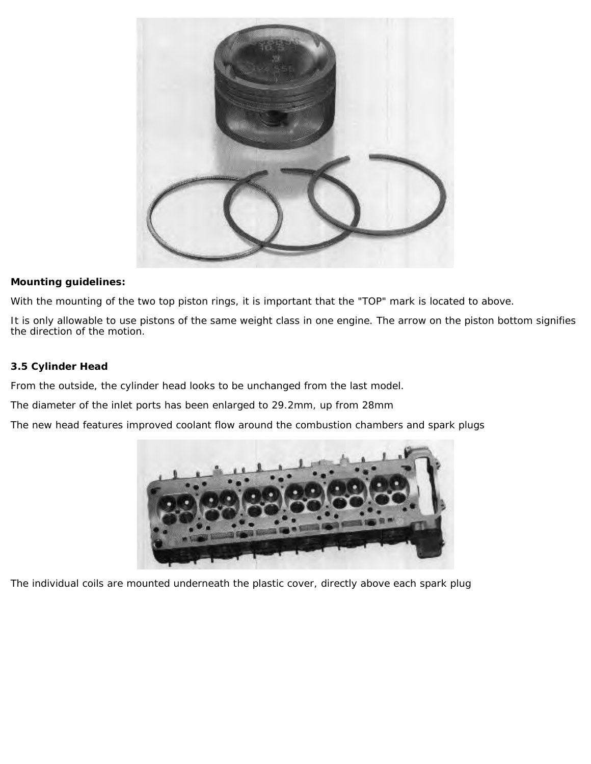**Mounting guidelines:**

With the mounting of the two top piston rings, it is important that the "TOP" mark is located to above.

It is only allowable to use pistons of the same weight class in one engine. The arrow on the piston bottom signifies the direction of the motion.

**3.5 Cylinder Head**

From the outside, the cylinder head looks to be unchanged from the last model.

The diameter of the inlet ports has been enlarged to 29.2mm, up from 28mm

The new head features improved coolant flow around the combustion chambers and spark plugs

The individual coils are mounted underneath the plastic cover, directly above each spark plug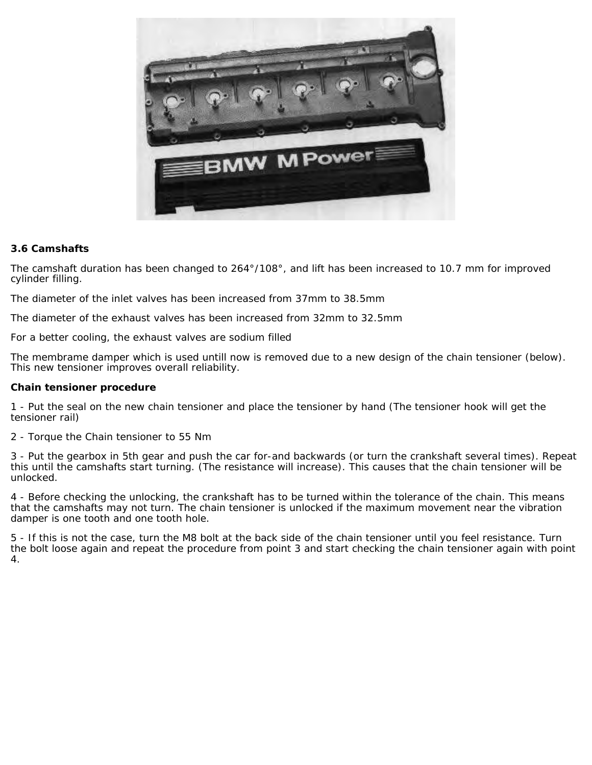### 3.6 Camshafts

The camshaft duration has been changed to 264°/108°, and lift has been increased to 10.7 mm for improved cylinder filling.

The diameter of the inlet valves has been increased from 37mm to 38.5mm

The diameter of the exhaust valves has been increased from 32mm to 32.5mm

For a better cooling, the exhaust valves are sodium filled

The membrame damper which is used untill now is removed due to a new design of the chain tensioner (below). This new tensioner improves overall reliability.

**Chain tensioner procedure**

1 - Put the seal on the new chain tensioner and place the tensioner by hand (The tensioner hook will get the tensioner rail)

2 - Torque the Chain tensioner to 55 Nm

3 - Put the gearbox in 5th gear and push the car for-and backwards (or turn the crankshaft several times). Repeat this until the camshafts start turning. (The resistance will increase). This causes that the chain tensioner will be unlocked.

4 - Before checking the unlocking, the crankshaft has to be turned within the tolerance of the chain. This means that the camshafts may not turn. The chain tensioner is unlocked if the maximum movement near the vibration damper is one tooth and one tooth hole.

5 - If this is not the case, turn the M8 bolt at the back side of the chain tensioner until you feel resistance. Turn the bolt loose again and repeat the procedure from point 3 and start checking the chain tensioner again with point 4.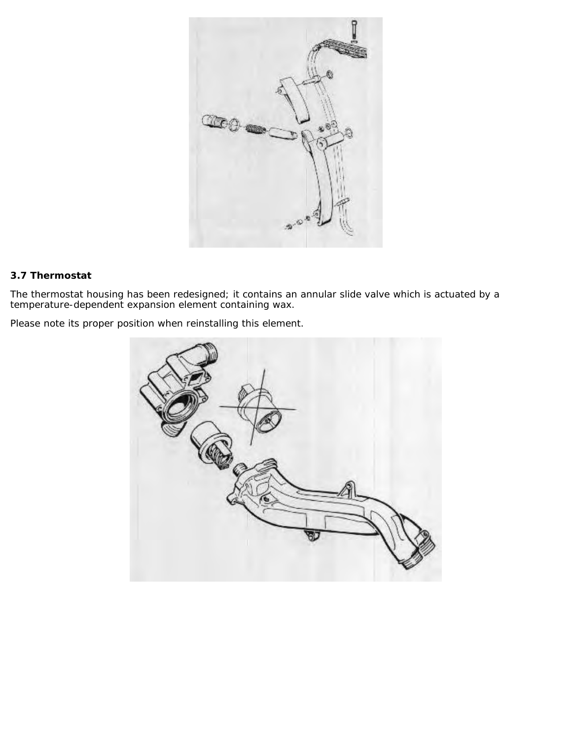### 3.7 Thermostat

The thermostat housing has been redesigned; it contains an annular slide valve which is actuated by a temperature-dependent expansion element containing wax.

Please note its proper position when reinstalling this element.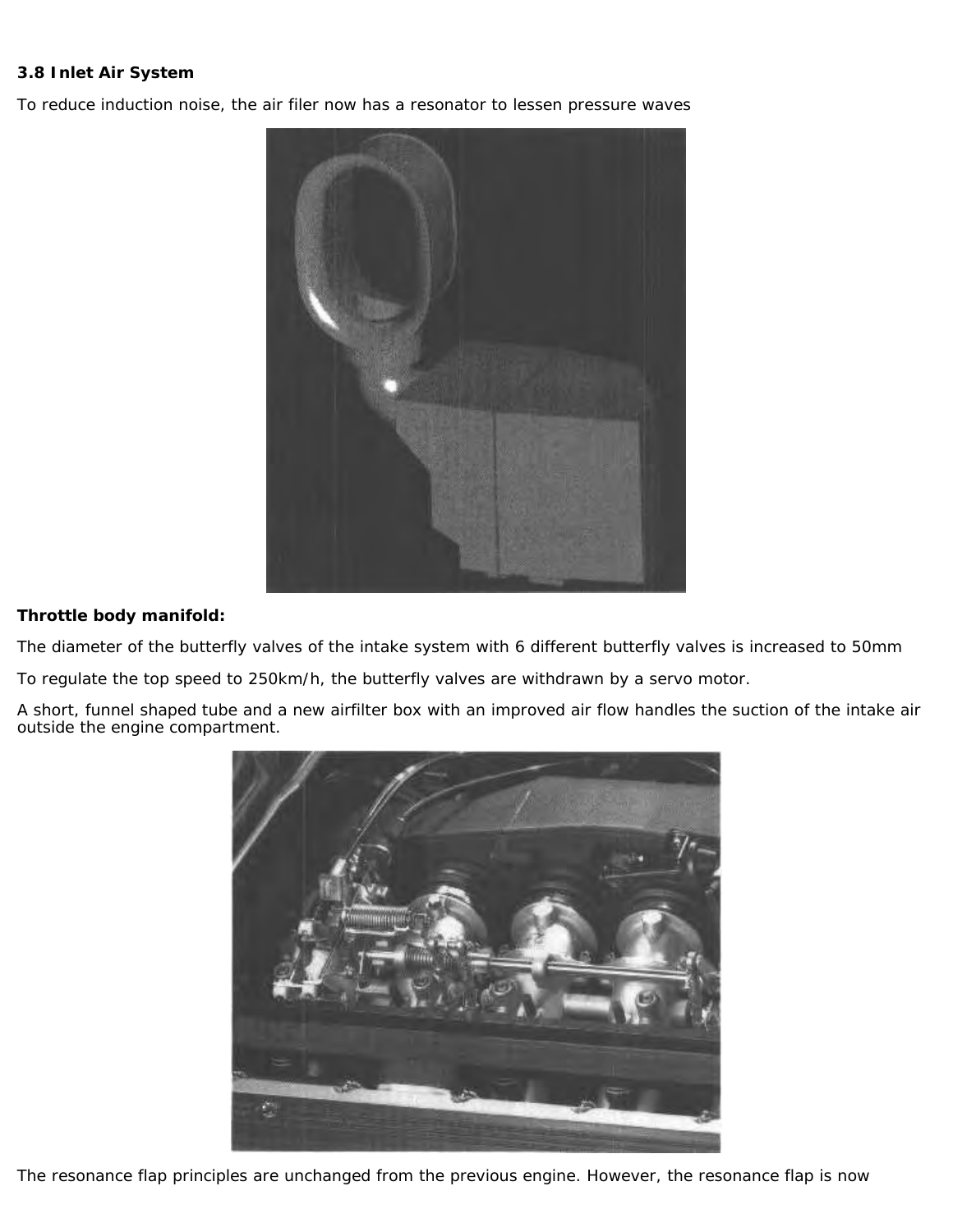### 3.8 Inlet Air System

To reduce induction noise, the air filer now has a resonator to lessen pressure waves

**Throttle body manifold:**

The diameter of the butterfly valves of the intake system with 6 different butterfly valves is increased to 50mm

To regulate the top speed to 250km/h, the butterfly valves are withdrawn by a servo motor.

A short, funnel shaped tube and a new airfilter box with an improved air flow handles the suction of the intake air outside the engine compartment.

The resonance flap principles are unchanged from the previous engine. However, the resonance flap is now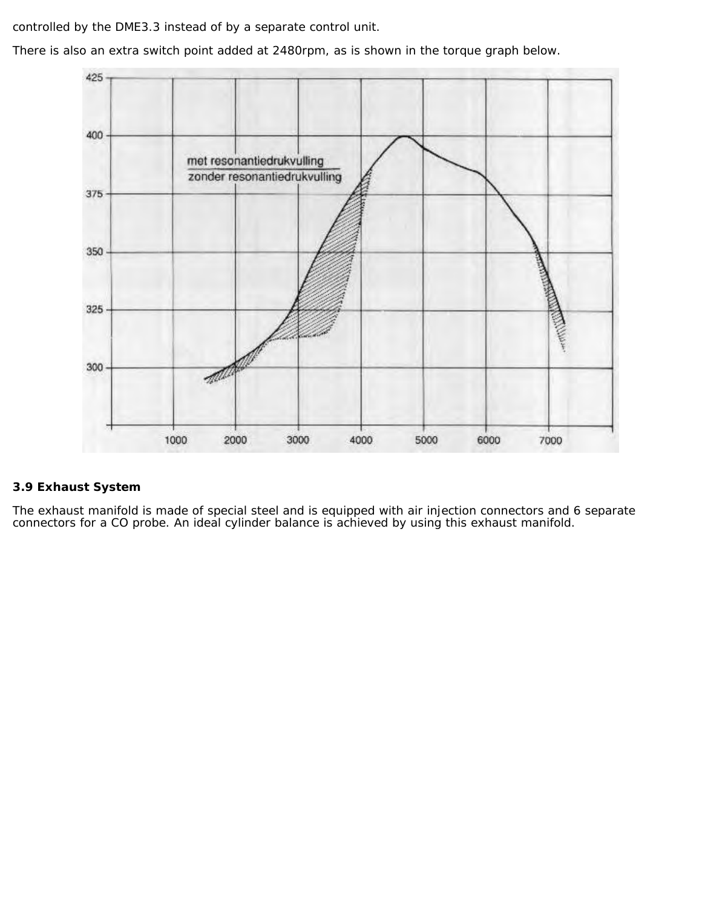controlled by the DME3.3 instead of by a separate control unit.

There is also an extra switch point added at 2480rpm, as is shown in the torque graph below.

### 3.9 Exhaust System

The exhaust manifold is made of special steel and is equipped with air injection connectors and 6 separate connectors for a CO probe. An ideal cylinder balance is achieved by using this exhaust manifold.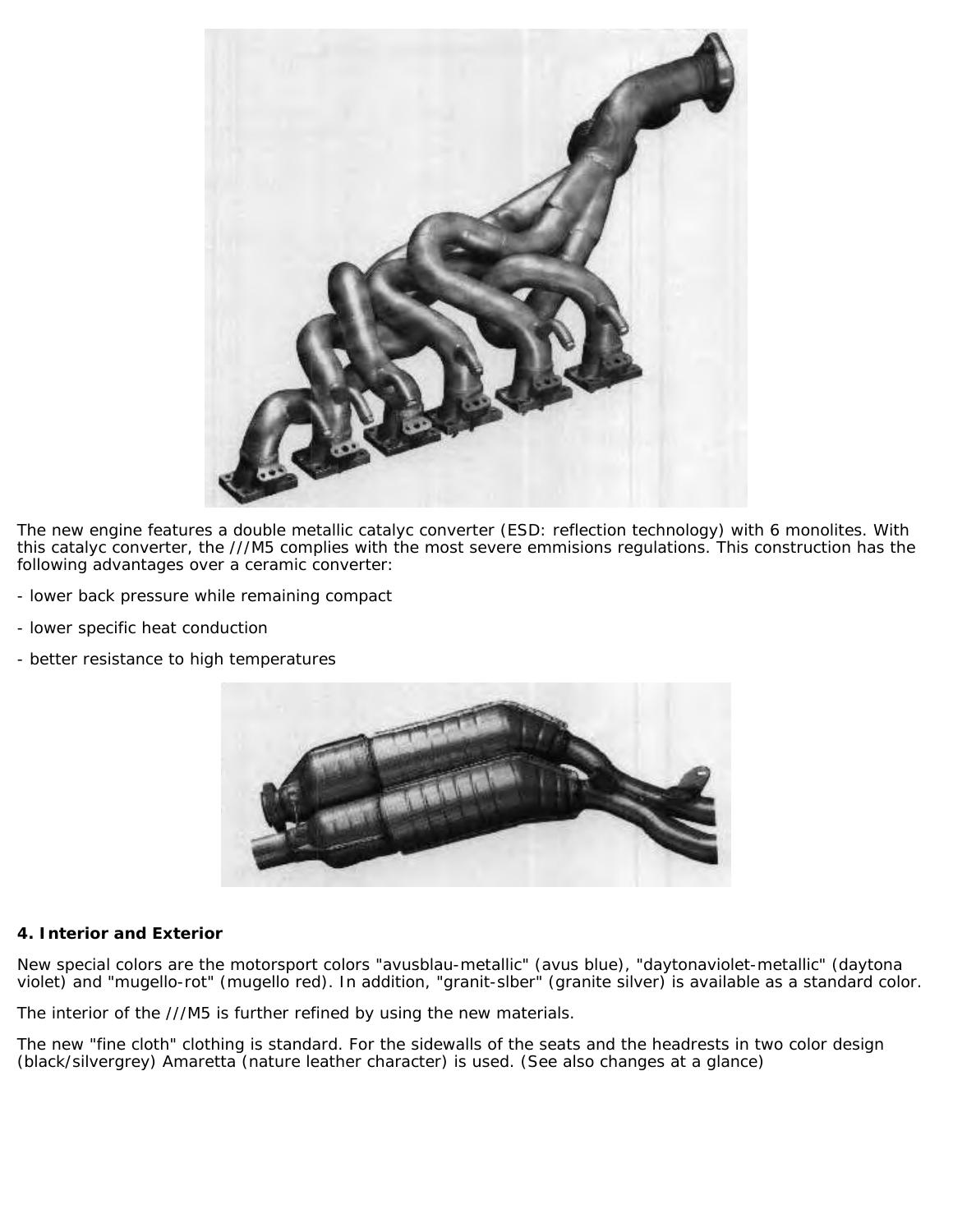The new engine features a double metallic catalyc converter (ESD: reflection technology) with 6 monolites. With this catalyc converter, the ///M5 complies with the most severe emmisions regulations. This construction has the following advantages over a ceramic converter:

- lower back pressure while remaining compact
- lower specific heat conduction
- better resistance to high temperatures

**4. Interior and Exterior**

New special colors are the motorsport colors "avusblau-metallic" (avus blue), "daytonaviolet-metallic" (daytona violet) and "mugello-rot" (mugello red). In addition, "granit-slber" (granite silver) is available as a standard color.

The interior of the ///M5 is further refined by using the new materials.

The new "fine cloth" clothing is standard. For the sidewalls of the seats and the headrests in two color design (black/silvergrey) Amaretta (nature leather character) is used. (See also changes at a glance)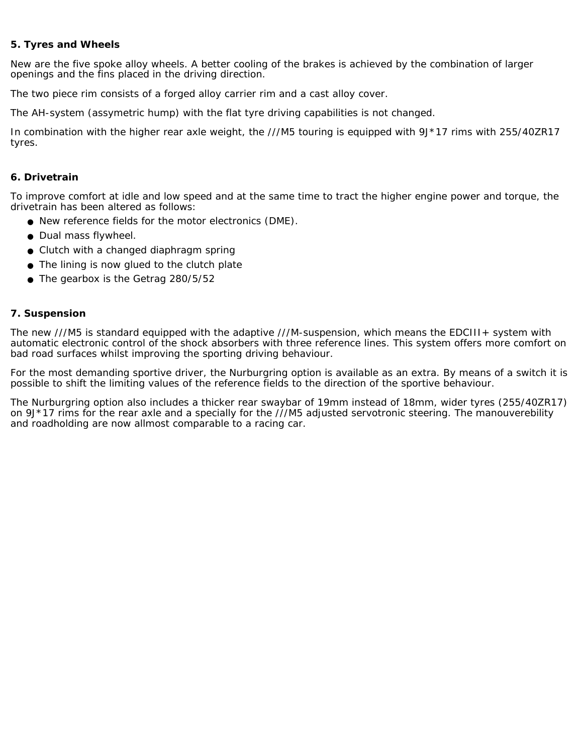### 5. Tyres and Wheels

New are the five spoke alloy wheels. A better cooling of the brakes is achieved by the combination of larger openings and the fins placed in the driving direction.

The two piece rim consists of a forged alloy carrier rim and a cast alloy cover.

The AH-system (assymetric hump) with the flat tyre driving capabilities is not changed.

In combination with the higher rear axle weight, the ///M5 touring is equipped with 9J*17 rims with 255/40ZR17 tyres.

### 6. Drivetrain

To improve comfort at idle and low speed and at the same time to tract the higher engine power and torque, the drivetrain has been altered as follows:

- New reference fields for the motor electronics (DME).
- Dual mass flywheel.
- Clutch with a changed diaphragm spring
- The lining is now glued to the clutch plate
- The gearbox is the Getrag 280/5/52

### 7. Suspension

The new ///M5 is standard equipped with the adaptive ///M-suspension, which means the EDCIII+ system with automatic electronic control of the shock absorbers with three reference lines. This system offers more comfort on bad road surfaces whilst improving the sporting driving behaviour.

For the most demanding sportive driver, the Nurburgring option is available as an extra. By means of a switch it is possible to shift the limiting values of the reference fields to the direction of the sportive behaviour.

The Nurburgring option also includes a thicker rear swaybar of 19mm instead of 18mm, wider tyres (255/40ZR17) on 9J*17 rims for the rear axle and a specially for the ///M5 adjusted servotronic steering. The manouverebility and roadholding are now allmost comparable to a racing car.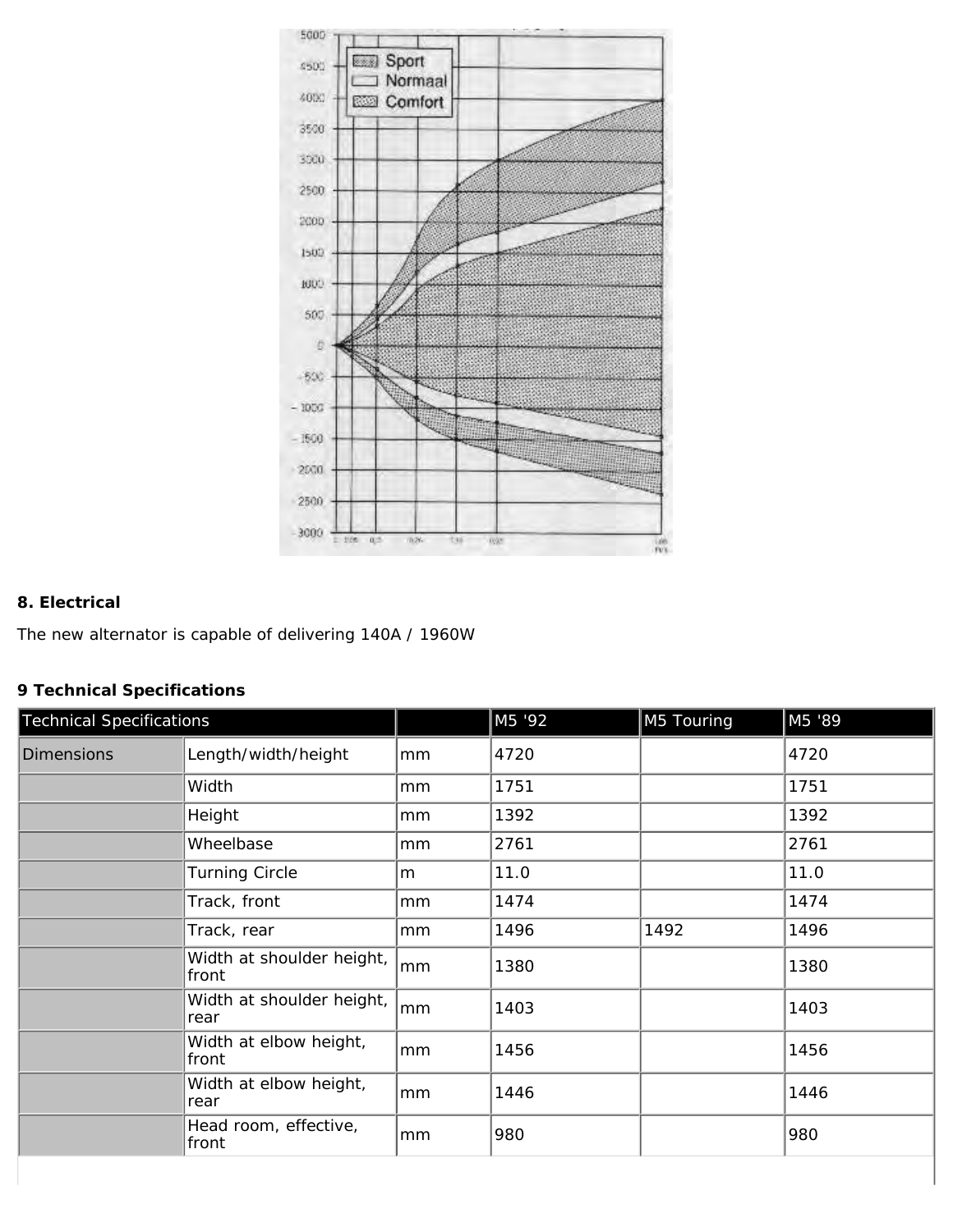## 8. Electrical

The new alternator is capable of delivering 140A / 1960W

## 9 Technical Specifications

| Technical Specifications | | | M5 '92 | M5 Touring | M5 '89 |
|---|---|---|---|---|---|
| Dimensions | Length/width/height | mm | 4720 | | 4720 |
| | Width | mm | 1751 | | 1751 |
| | Height | mm | 1392 | | 1392 |
| | Wheelbase | mm | 2761 | | 2761 |
| | Turning Circle | m | 11.0 | | 11.0 |
| | Track, front | mm | 1474 | | 1474 |
| | Track, rear | mm | 1496 | 1492 | 1496 |
| | Width at shoulder height, front | mm | 1380 | | 1380 |
| | Width at shoulder height, rear | mm | 1403 | | 1403 |
| | Width at elbow height, front | mm | 1456 | | 1456 |
| | Width at elbow height, rear | mm | 1446 | | 1446 |
| | Head room, effective, front | mm | 980 | | 980 |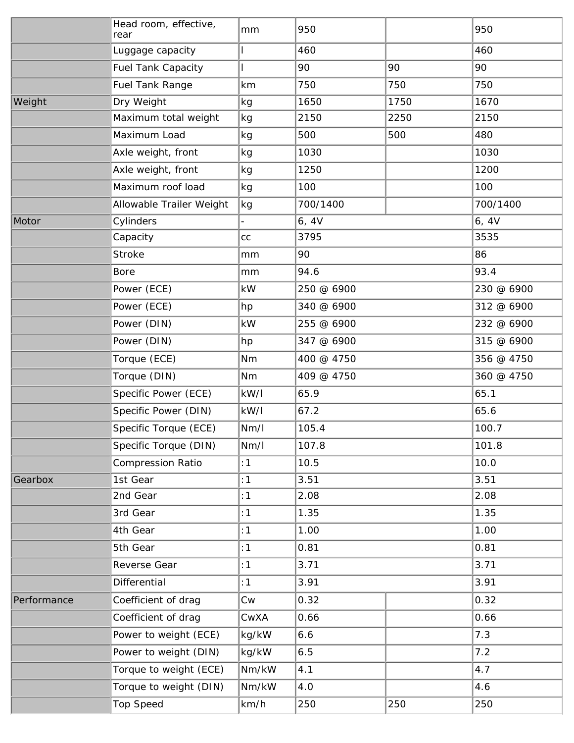| | Head room, effective, rear | mm | 950 | | 950 |
|---|---|---|---|---|---|
| | Luggage capacity | l | 460 | | 460 |
| | Fuel Tank Capacity | l | 90 | 90 | 90 |
| | Fuel Tank Range | km | 750 | 750 | 750 |
| Weight | Dry Weight | kg | 1650 | 1750 | 1670 |
| | Maximum total weight | kg | 2150 | 2250 | 2150 |
| | Maximum Load | kg | 500 | 500 | 480 |
| | Axle weight, front | kg | 1030 | | 1030 |
| | Axle weight, front | kg | 1250 | | 1200 |
| | Maximum roof load | kg | 100 | | 100 |
| | Allowable Trailer Weight | kg | 700/1400 | | 700/1400 |
| Motor | Cylinders | - | 6, 4V | | 6, 4V |
| | Capacity | cc | 3795 | | 3535 |
| | Stroke | mm | 90 | | 86 |
| | Bore | mm | 94.6 | | 93.4 |
| | Power (ECE) | kW | 250 @ 6900 | | 230 @ 6900 |
| | Power (ECE) | hp | 340 @ 6900 | | 312 @ 6900 |
| | Power (DIN) | kW | 255 @ 6900 | | 232 @ 6900 |
| | Power (DIN) | hp | 347 @ 6900 | | 315 @ 6900 |
| | Torque (ECE) | Nm | 400 @ 4750 | | 356 @ 4750 |
| | Torque (DIN) | Nm | 409 @ 4750 | | 360 @ 4750 |
| | Specific Power (ECE) | kW/l | 65.9 | | 65.1 |
| | Specific Power (DIN) | kW/l | 67.2 | | 65.6 |
| | Specific Torque (ECE) | Nm/l | 105.4 | | 100.7 |
| | Specific Torque (DIN) | Nm/l | 107.8 | | 101.8 |
| | Compression Ratio | :1 | 10.5 | | 10.0 |
| Gearbox | 1st Gear | :1 | 3.51 | | 3.51 |
| | 2nd Gear | :1 | 2.08 | | 2.08 |
| | 3rd Gear | :1 | 1.35 | | 1.35 |
| | 4th Gear | :1 | 1.00 | | 1.00 |
| | 5th Gear | :1 | 0.81 | | 0.81 |
| | Reverse Gear | :1 | 3.71 | | 3.71 |
| | Differential | :1 | 3.91 | | 3.91 |
| Performance | Coefficient of drag | Cw | 0.32 | | 0.32 |
| | Coefficient of drag | CwXA | 0.66 | | 0.66 |
| | Power to weight (ECE) | kg/kW | 6.6 | | 7.3 |
| | Power to weight (DIN) | kg/kW | 6.5 | | 7.2 |
| | Torque to weight (ECE) | Nm/kW | 4.1 | | 4.7 |
| | Torque to weight (DIN) | Nm/kW | 4.0 | | 4.6 |
| | Top Speed | km/h | 250 | 250 | 250 |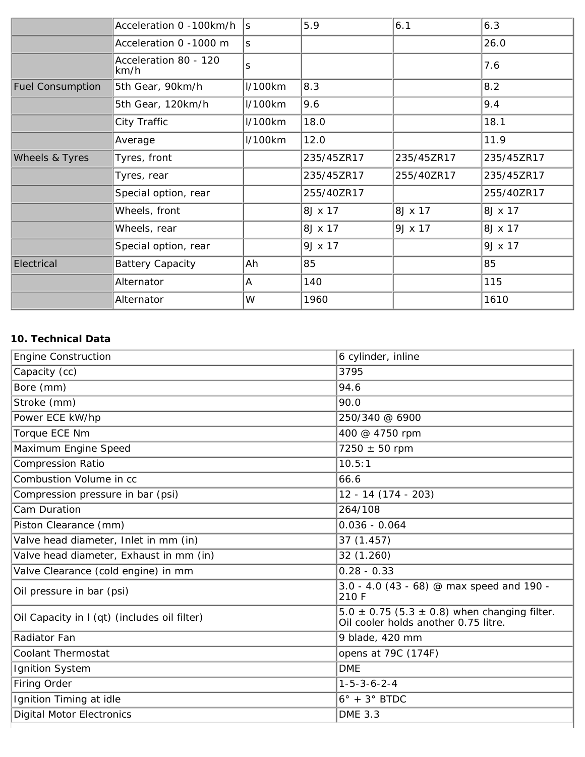| | | | | | |
|---|---|---|---|---|---|
| | Acceleration 0 -100km/h | s | 5.9 | 6.1 | 6.3 |
| | Acceleration 0 -1000 m | s | | | 26.0 |
| | Acceleration 80 - 120 km/h | s | | | 7.6 |
| Fuel Consumption | 5th Gear, 90km/h | l/100km | 8.3 | | 8.2 |
| | 5th Gear, 120km/h | l/100km | 9.6 | | 9.4 |
| | City Traffic | l/100km | 18.0 | | 18.1 |
| | Average | l/100km | 12.0 | | 11.9 |
| Wheels & Tyres | Tyres, front | | 235/45ZR17 | 235/45ZR17 | 235/45ZR17 |
| | Tyres, rear | | 235/45ZR17 | 255/40ZR17 | 235/45ZR17 |
| | Special option, rear | | 255/40ZR17 | | 255/40ZR17 |
| | Wheels, front | | 8J x 17 | 8J x 17 | 8J x 17 |
| | Wheels, rear | | 8J x 17 | 9J x 17 | 8J x 17 |
| | Special option, rear | | 9J x 17 | | 9J x 17 |
| Electrical | Battery Capacity | Ah | 85 | | 85 |
| | Alternator | A | 140 | | 115 |
| | Alternator | W | 1960 | | 1610 |

### 10. Technical Data

| | |
|---|---|
| Engine Construction | 6 cylinder, inline |
| Capacity (cc) | 3795 |
| Bore (mm) | 94.6 |
| Stroke (mm) | 90.0 |
| Power ECE kW/hp | 250/340 @ 6900 |
| Torque ECE Nm | 400 @ 4750 rpm |
| Maximum Engine Speed | 7250 ± 50 rpm |
| Compression Ratio | 10.5:1 |
| Combustion Volume in cc | 66.6 |
| Compression pressure in bar (psi) | 12 - 14 (174 - 203) |
| Cam Duration | 264/108 |
| Piston Clearance (mm) | 0.036 - 0.064 |
| Valve head diameter, Inlet in mm (in) | 37 (1.457) |
| Valve head diameter, Exhaust in mm (in) | 32 (1.260) |
| Valve Clearance (cold engine) in mm | 0.28 - 0.33 |
| Oil pressure in bar (psi) | 3.0 - 4.0 (43 - 68) @ max speed and 190 - 210 F |
| Oil Capacity in l (qt) (includes oil filter) | 5.0 ± 0.75 (5.3 ± 0.8) when changing filter. Oil cooler holds another 0.75 litre. |
| Radiator Fan | 9 blade, 420 mm |
| Coolant Thermostat | opens at 79C (174F) |
| Ignition System | DME |
| Firing Order | 1-5-3-6-2-4 |
| Ignition Timing at idle | 6° + 3° BTDC |
| Digital Motor Electronics | DME 3.3 |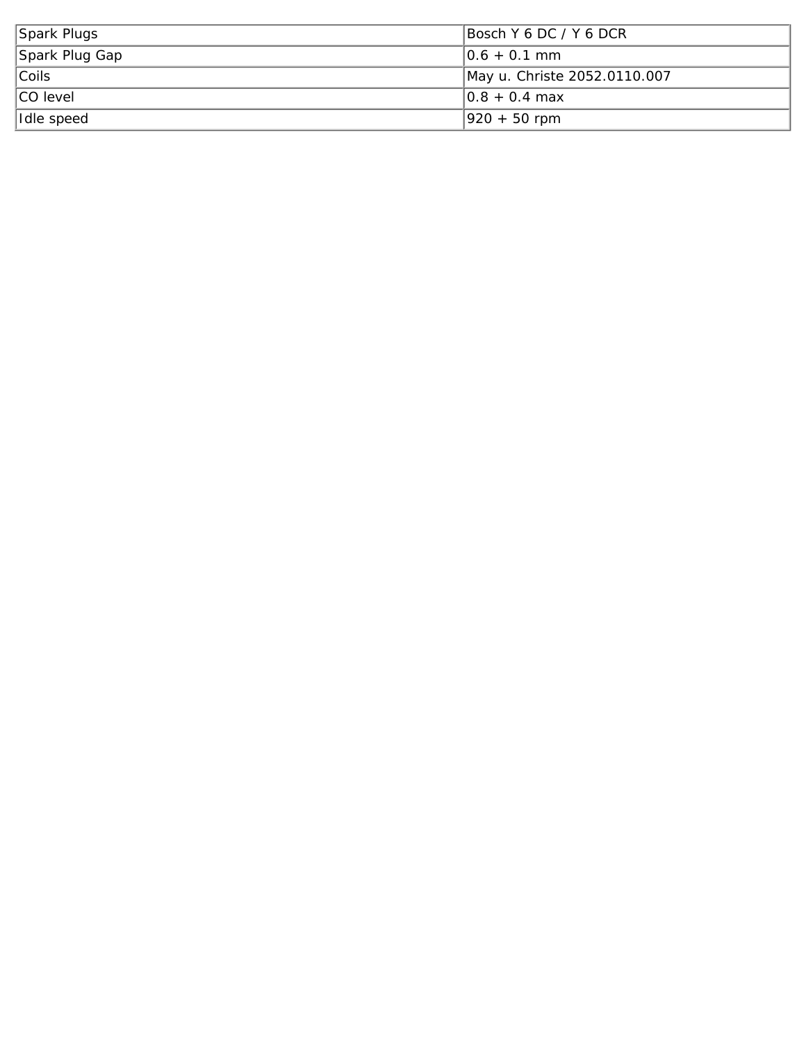| | |
|---|---|
| Spark Plugs | Bosch Y 6 DC / Y 6 DCR |
| Spark Plug Gap | 0.6 + 0.1 mm |
| Coils | May u. Christe 2052.0110.007 |
| CO level | 0.8 + 0.4 max |
| Idle speed | 920 + 50 rpm |